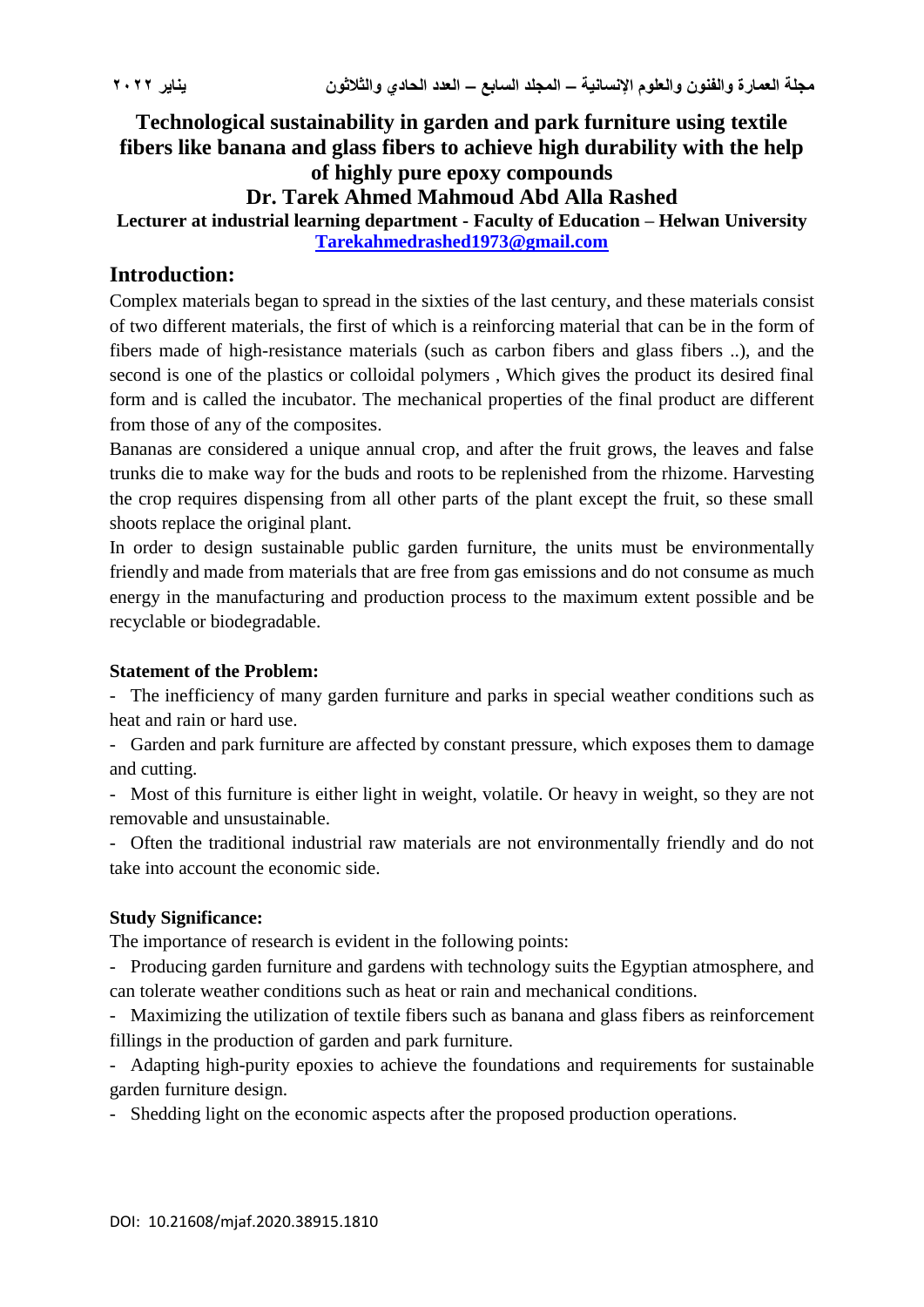# Technological sustainability in garden and park furniture using textile fibers like banana and glass fibers to achieve high durability with the help of highly pure epoxy compounds

**Dr. Tarek Ahmed Mahmoud Abd Alla Rashed**

**Lecturer at industrial learning department - Faculty of Education – Helwan University**

**Tarekahmedrashed1973@gmail.com**

## Introduction:

Complex materials began to spread in the sixties of the last century, and these materials consist of two different materials, the first of which is a reinforcing material that can be in the form of fibers made of high-resistance materials (such as carbon fibers and glass fibers ..), and the second is one of the plastics or colloidal polymers , Which gives the product its desired final form and is called the incubator. The mechanical properties of the final product are different from those of any of the composites.

Bananas are considered a unique annual crop, and after the fruit grows, the leaves and false trunks die to make way for the buds and roots to be replenished from the rhizome. Harvesting the crop requires dispensing from all other parts of the plant except the fruit, so these small shoots replace the original plant.

In order to design sustainable public garden furniture, the units must be environmentally friendly and made from materials that are free from gas emissions and do not consume as much energy in the manufacturing and production process to the maximum extent possible and be recyclable or biodegradable.

### Statement of the Problem:

- The inefficiency of many garden furniture and parks in special weather conditions such as heat and rain or hard use.
- Garden and park furniture are affected by constant pressure, which exposes them to damage and cutting.
- Most of this furniture is either light in weight, volatile. Or heavy in weight, so they are not removable and unsustainable.
- Often the traditional industrial raw materials are not environmentally friendly and do not take into account the economic side.

### Study Significance:

The importance of research is evident in the following points:

- Producing garden furniture and gardens with technology suits the Egyptian atmosphere, and can tolerate weather conditions such as heat or rain and mechanical conditions.
- Maximizing the utilization of textile fibers such as banana and glass fibers as reinforcement fillings in the production of garden and park furniture.
- Adapting high-purity epoxies to achieve the foundations and requirements for sustainable garden furniture design.
- Shedding light on the economic aspects after the proposed production operations.

DOI: 10.21608/mjaf.2020.38915.1810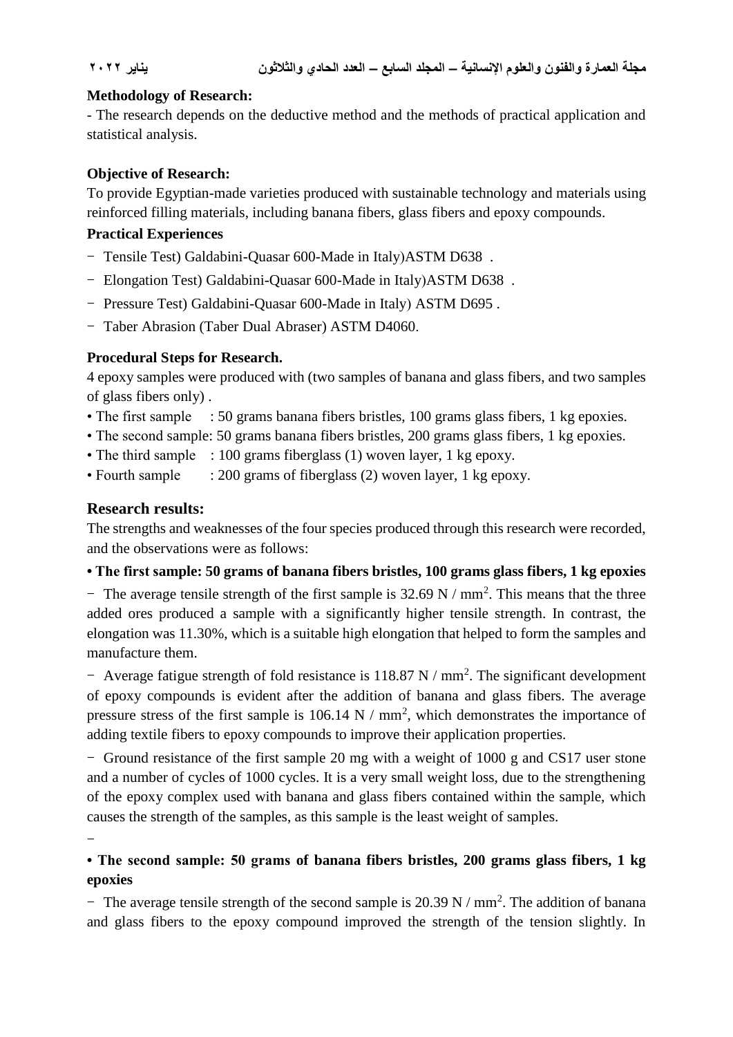**Methodology of Research:**

- The research depends on the deductive method and the methods of practical application and statistical analysis.

**Objective of Research:**

To provide Egyptian-made varieties produced with sustainable technology and materials using reinforced filling materials, including banana fibers, glass fibers and epoxy compounds.

**Practical Experiences**

- Tensile Test) Galdabini-Quasar 600-Made in Italy)ASTM D638 .
- Elongation Test) Galdabini-Quasar 600-Made in Italy)ASTM D638 .
- Pressure Test) Galdabini-Quasar 600-Made in Italy) ASTM D695 .
- Taber Abrasion (Taber Dual Abraser) ASTM D4060.

**Procedural Steps for Research.**

4 epoxy samples were produced with (two samples of banana and glass fibers, and two samples of glass fibers only) .

- The first sample : 50 grams banana fibers bristles, 100 grams glass fibers, 1 kg epoxies.
- The second sample: 50 grams banana fibers bristles, 200 grams glass fibers, 1 kg epoxies.
- The third sample : 100 grams fiberglass (1) woven layer, 1 kg epoxy.
- Fourth sample : 200 grams of fiberglass (2) woven layer, 1 kg epoxy.

## Research results:

The strengths and weaknesses of the four species produced through this research were recorded, and the observations were as follows:

**• The first sample: 50 grams of banana fibers bristles, 100 grams glass fibers, 1 kg epoxies**

- The average tensile strength of the first sample is 32.69 N / mm$^2$. This means that the three added ores produced a sample with a significantly higher tensile strength. In contrast, the elongation was 11.30%, which is a suitable high elongation that helped to form the samples and manufacture them.
- Average fatigue strength of fold resistance is 118.87 N / mm$^2$. The significant development of epoxy compounds is evident after the addition of banana and glass fibers. The average pressure stress of the first sample is 106.14 N / mm$^2$, which demonstrates the importance of adding textile fibers to epoxy compounds to improve their application properties.
- Ground resistance of the first sample 20 mg with a weight of 1000 g and CS17 user stone and a number of cycles of 1000 cycles. It is a very small weight loss, due to the strengthening of the epoxy complex used with banana and glass fibers contained within the sample, which causes the strength of the samples, as this sample is the least weight of samples.

**• The second sample: 50 grams of banana fibers bristles, 200 grams glass fibers, 1 kg epoxies**

- The average tensile strength of the second sample is 20.39 N / mm$^2$. The addition of banana and glass fibers to the epoxy compound improved the strength of the tension slightly. In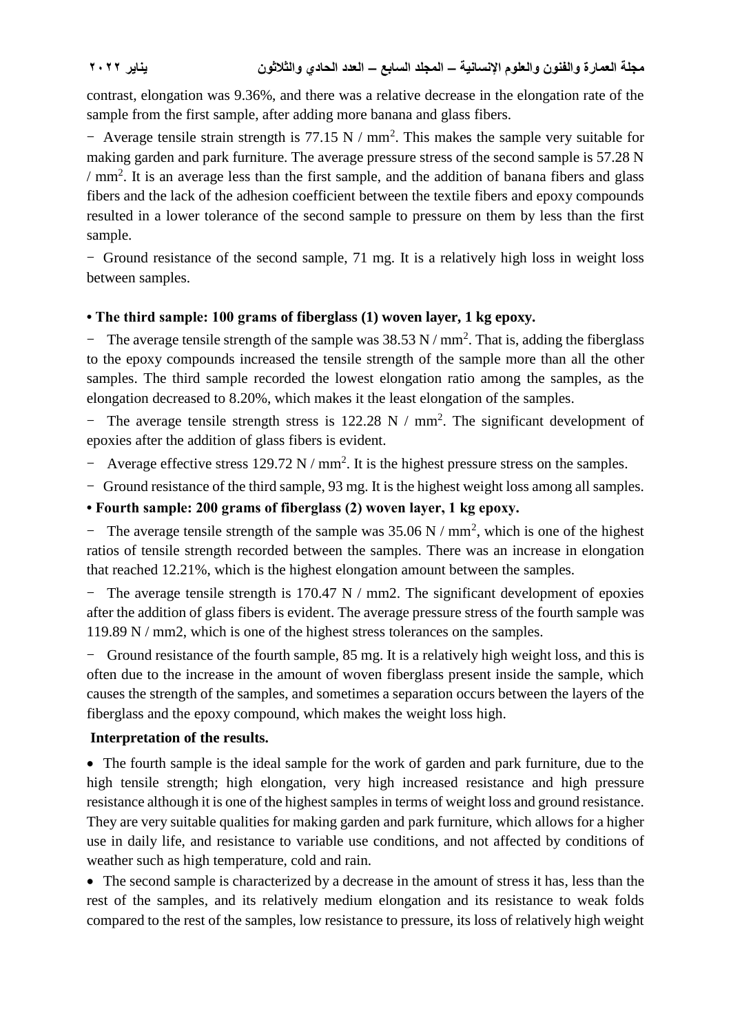contrast, elongation was 9.36%, and there was a relative decrease in the elongation rate of the sample from the first sample, after adding more banana and glass fibers.

- Average tensile strain strength is 77.15 N / $mm^2$. This makes the sample very suitable for making garden and park furniture. The average pressure stress of the second sample is 57.28 N / $mm^2$. It is an average less than the first sample, and the addition of banana fibers and glass fibers and the lack of the adhesion coefficient between the textile fibers and epoxy compounds resulted in a lower tolerance of the second sample to pressure on them by less than the first sample.
- Ground resistance of the second sample, 71 mg. It is a relatively high loss in weight loss between samples.

**• The third sample: 100 grams of fiberglass (1) woven layer, 1 kg epoxy.**

- The average tensile strength of the sample was 38.53 N / $mm^2$. That is, adding the fiberglass to the epoxy compounds increased the tensile strength of the sample more than all the other samples. The third sample recorded the lowest elongation ratio among the samples, as the elongation decreased to 8.20%, which makes it the least elongation of the samples.
- The average tensile strength stress is 122.28 N / $mm^2$. The significant development of epoxies after the addition of glass fibers is evident.
- Average effective stress 129.72 N / $mm^2$. It is the highest pressure stress on the samples.
- Ground resistance of the third sample, 93 mg. It is the highest weight loss among all samples.

**• Fourth sample: 200 grams of fiberglass (2) woven layer, 1 kg epoxy.**

- The average tensile strength of the sample was 35.06 N / $mm^2$, which is one of the highest ratios of tensile strength recorded between the samples. There was an increase in elongation that reached 12.21%, which is the highest elongation amount between the samples.
- The average tensile strength is 170.47 N / mm2. The significant development of epoxies after the addition of glass fibers is evident. The average pressure stress of the fourth sample was 119.89 N / mm2, which is one of the highest stress tolerances on the samples.
- Ground resistance of the fourth sample, 85 mg. It is a relatively high weight loss, and this is often due to the increase in the amount of woven fiberglass present inside the sample, which causes the strength of the samples, and sometimes a separation occurs between the layers of the fiberglass and the epoxy compound, which makes the weight loss high.

**Interpretation of the results.**

- The fourth sample is the ideal sample for the work of garden and park furniture, due to the high tensile strength; high elongation, very high increased resistance and high pressure resistance although it is one of the highest samples in terms of weight loss and ground resistance. They are very suitable qualities for making garden and park furniture, which allows for a higher use in daily life, and resistance to variable use conditions, and not affected by conditions of weather such as high temperature, cold and rain.
- The second sample is characterized by a decrease in the amount of stress it has, less than the rest of the samples, and its relatively medium elongation and its resistance to weak folds compared to the rest of the samples, low resistance to pressure, its loss of relatively high weight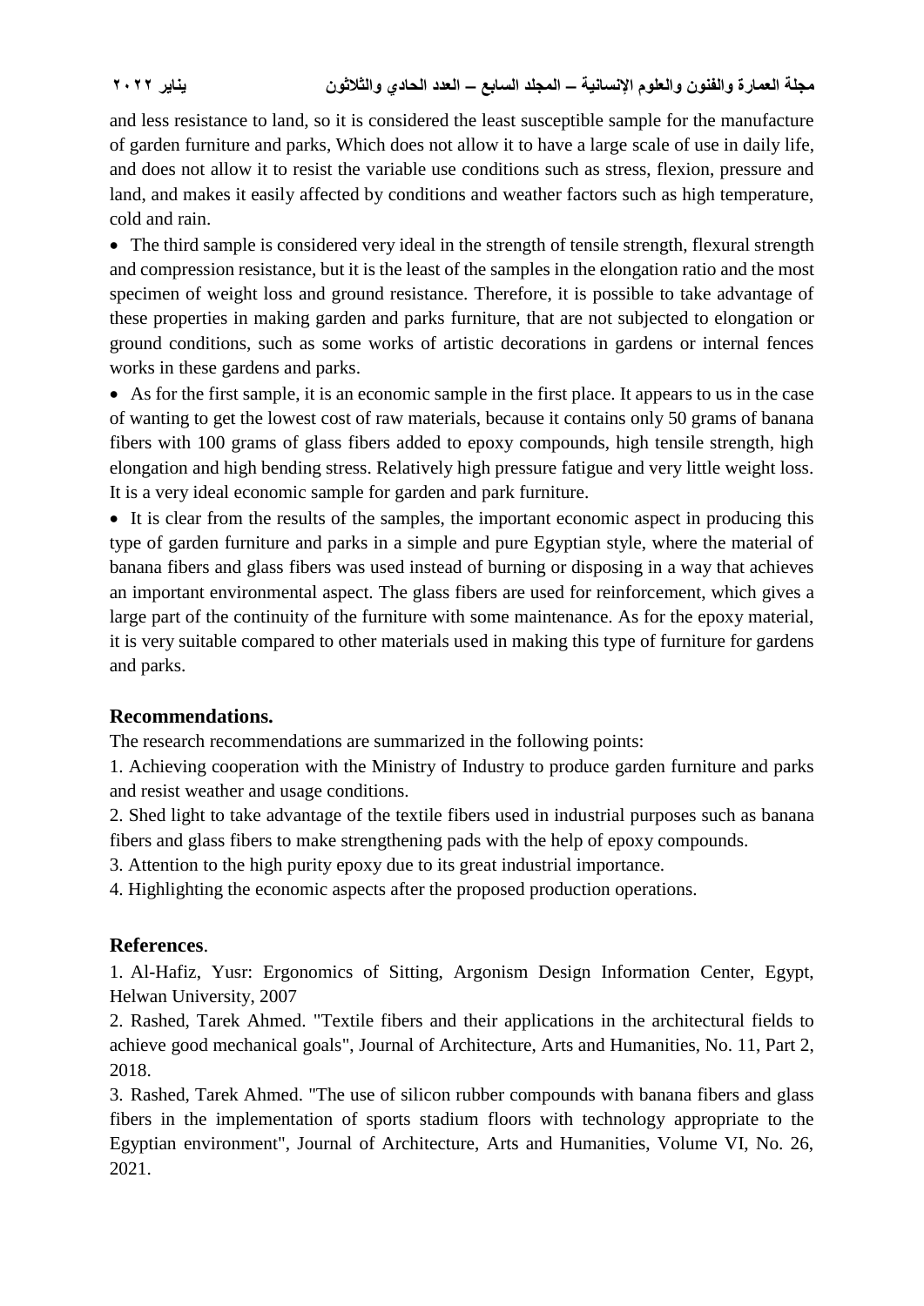and less resistance to land, so it is considered the least susceptible sample for the manufacture of garden furniture and parks, Which does not allow it to have a large scale of use in daily life, and does not allow it to resist the variable use conditions such as stress, flexion, pressure and land, and makes it easily affected by conditions and weather factors such as high temperature, cold and rain.

- The third sample is considered very ideal in the strength of tensile strength, flexural strength and compression resistance, but it is the least of the samples in the elongation ratio and the most specimen of weight loss and ground resistance. Therefore, it is possible to take advantage of these properties in making garden and parks furniture, that are not subjected to elongation or ground conditions, such as some works of artistic decorations in gardens or internal fences works in these gardens and parks.
- As for the first sample, it is an economic sample in the first place. It appears to us in the case of wanting to get the lowest cost of raw materials, because it contains only 50 grams of banana fibers with 100 grams of glass fibers added to epoxy compounds, high tensile strength, high elongation and high bending stress. Relatively high pressure fatigue and very little weight loss. It is a very ideal economic sample for garden and park furniture.
- It is clear from the results of the samples, the important economic aspect in producing this type of garden furniture and parks in a simple and pure Egyptian style, where the material of banana fibers and glass fibers was used instead of burning or disposing in a way that achieves an important environmental aspect. The glass fibers are used for reinforcement, which gives a large part of the continuity of the furniture with some maintenance. As for the epoxy material, it is very suitable compared to other materials used in making this type of furniture for gardens and parks.

## Recommendations.

The research recommendations are summarized in the following points:

1. Achieving cooperation with the Ministry of Industry to produce garden furniture and parks and resist weather and usage conditions.
2. Shed light to take advantage of the textile fibers used in industrial purposes such as banana fibers and glass fibers to make strengthening pads with the help of epoxy compounds.
3. Attention to the high purity epoxy due to its great industrial importance.
4. Highlighting the economic aspects after the proposed production operations.

## References.

1. Al-Hafiz, Yusr: Ergonomics of Sitting, Argonism Design Information Center, Egypt, Helwan University, 2007
2. Rashed, Tarek Ahmed. "Textile fibers and their applications in the architectural fields to achieve good mechanical goals", Journal of Architecture, Arts and Humanities, No. 11, Part 2, 2018.
3. Rashed, Tarek Ahmed. "The use of silicon rubber compounds with banana fibers and glass fibers in the implementation of sports stadium floors with technology appropriate to the Egyptian environment", Journal of Architecture, Arts and Humanities, Volume VI, No. 26, 2021.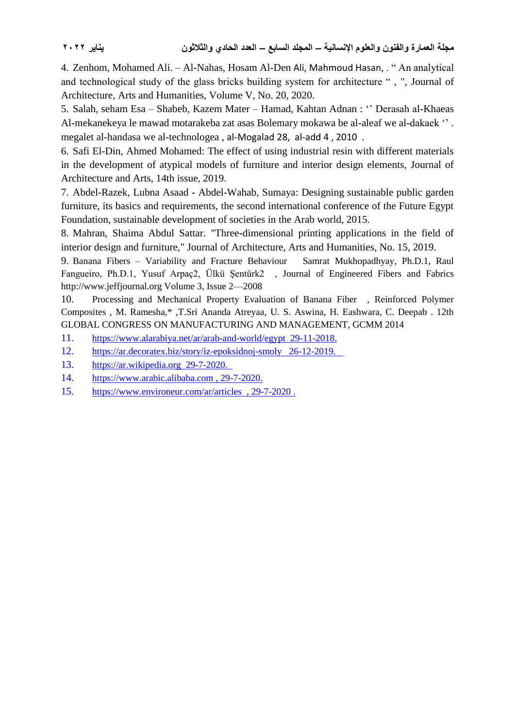4. Zenhom, Mohamed Ali. – Al-Nahas, Hosam Al-Den Ali, Mahmoud Hasan, . " An analytical and technological study of the glass bricks building system for architecture " , ", Journal of Architecture, Arts and Humanities, Volume V, No. 20, 2020.

5. Salah, seham Esa – Shabeb, Kazem Mater – Hamad, Kahtan Adnan : '' Derasah al-Khaeas Al-mekanekeya le mawad motarakeba zat asas Bolemary mokawa be al-aleaf we al-dakaek '' . megalet al-handasa we al-technologea , al-Mogalad 28, al-add 4 , 2010 .

6. Safi El-Din, Ahmed Mohamed: The effect of using industrial resin with different materials in the development of atypical models of furniture and interior design elements, Journal of Architecture and Arts, 14th issue, 2019.

7. Abdel-Razek, Lubna Asaad - Abdel-Wahab, Sumaya: Designing sustainable public garden furniture, its basics and requirements, the second international conference of the Future Egypt Foundation, sustainable development of societies in the Arab world, 2015.

8. Mahran, Shaima Abdul Sattar. "Three-dimensional printing applications in the field of interior design and furniture," Journal of Architecture, Arts and Humanities, No. 15, 2019.

9. Banana Fibers – Variability and Fracture Behaviour Samrat Mukhopadhyay, Ph.D.1, Raul Fangueiro, Ph.D.1, Yusuf Arpaç2, Ülkü Şentürk2 , Journal of Engineered Fibers and Fabrics http://www.jeffjournal.org Volume 3, Issue 2—2008

10. Processing and Mechanical Property Evaluation of Banana Fiber , Reinforced Polymer Composites , M. Ramesha,* ,T.Sri Ananda Atreyaa, U. S. Aswina, H. Eashwara, C. Deepab . 12th GLOBAL CONGRESS ON MANUFACTURING AND MANAGEMENT, GCMM 2014

11. https://www.alarabiya.net/ar/arab-and-world/egypt 29-11-2018.

12. https://ar.decoratex.biz/story/iz-epoksidnoj-smoly 26-12-2019.

13. https://ar.wikipedia.org 29-7-2020.

14. https://www.arabic.alibaba.com , 29-7-2020.

15. https://www.environeur.com/ar/articles , 29-7-2020 .